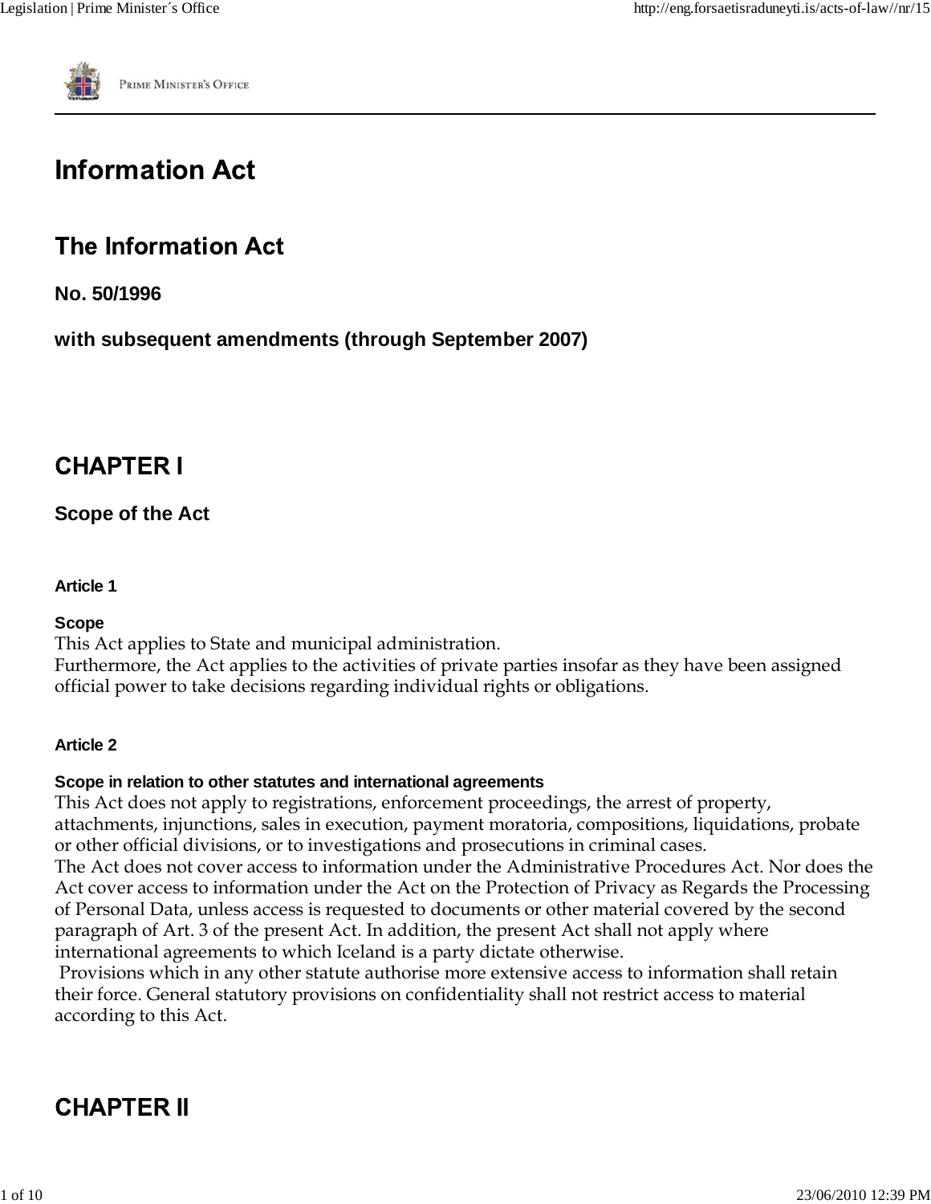# Information Act

## The Information Act

**No. 50/1996**

**with subsequent amendments (through September 2007)**

## CHAPTER I

### Scope of the Act

#### Article 1

**Scope**

This Act applies to State and municipal administration.

Furthermore, the Act applies to the activities of private parties insofar as they have been assigned official power to take decisions regarding individual rights or obligations.

#### Article 2

**Scope in relation to other statutes and international agreements**

This Act does not apply to registrations, enforcement proceedings, the arrest of property, attachments, injunctions, sales in execution, payment moratoria, compositions, liquidations, probate or other official divisions, or to investigations and prosecutions in criminal cases.

The Act does not cover access to information under the Administrative Procedures Act. Nor does the Act cover access to information under the Act on the Protection of Privacy as Regards the Processing of Personal Data, unless access is requested to documents or other material covered by the second paragraph of Art. 3 of the present Act. In addition, the present Act shall not apply where international agreements to which Iceland is a party dictate otherwise.

Provisions which in any other statute authorise more extensive access to information shall retain their force. General statutory provisions on confidentiality shall not restrict access to material according to this Act.

## CHAPTER II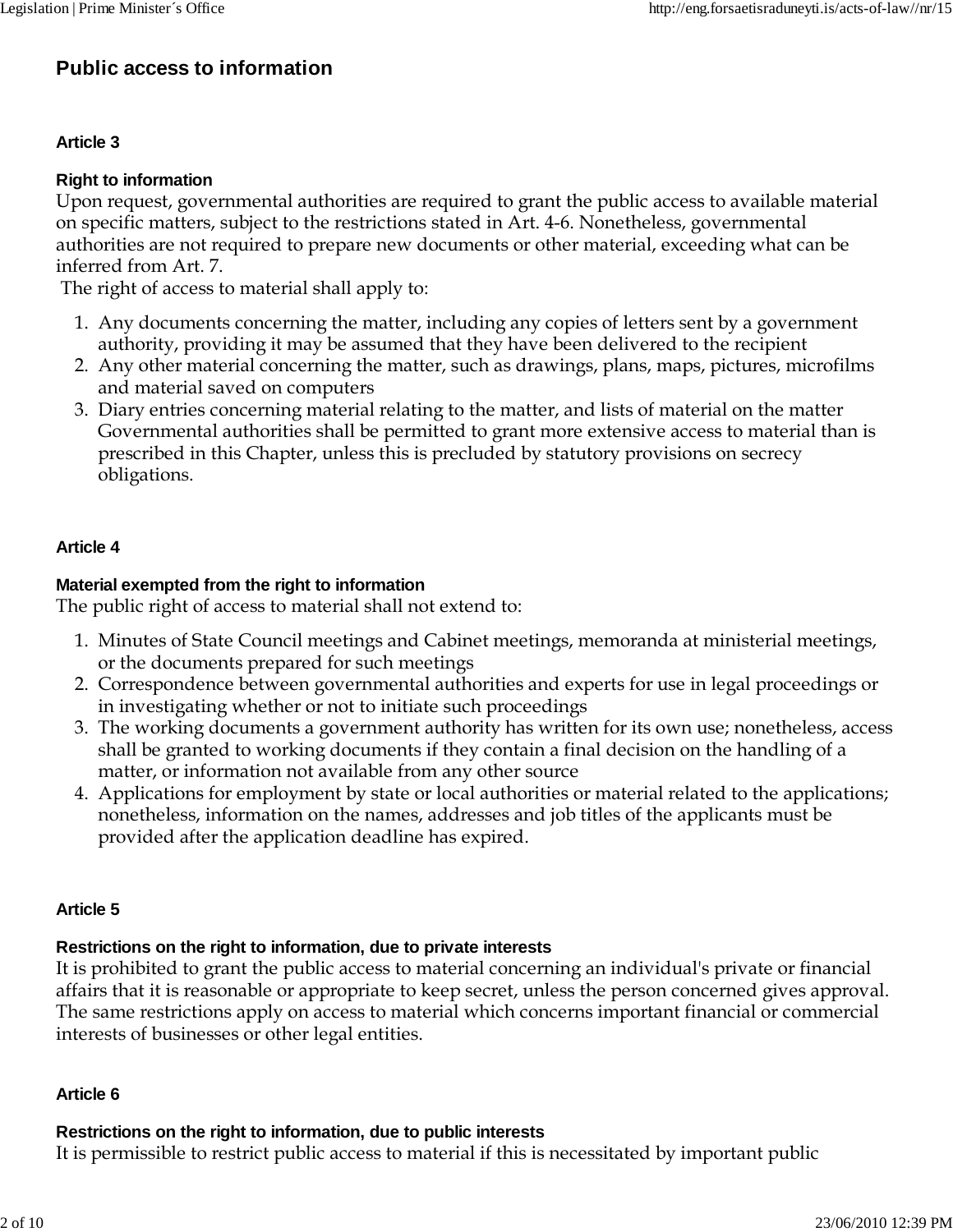# Public access to information

### Article 3

#### Right to information

Upon request, governmental authorities are required to grant the public access to available material on specific matters, subject to the restrictions stated in Art. 4-6. Nonetheless, governmental authorities are not required to prepare new documents or other material, exceeding what can be inferred from Art. 7.

The right of access to material shall apply to:

1. Any documents concerning the matter, including any copies of letters sent by a government authority, providing it may be assumed that they have been delivered to the recipient
2. Any other material concerning the matter, such as drawings, plans, maps, pictures, microfilms and material saved on computers
3. Diary entries concerning material relating to the matter, and lists of material on the matter Governmental authorities shall be permitted to grant more extensive access to material than is prescribed in this Chapter, unless this is precluded by statutory provisions on secrecy obligations.

### Article 4

#### Material exempted from the right to information

The public right of access to material shall not extend to:

1. Minutes of State Council meetings and Cabinet meetings, memoranda at ministerial meetings, or the documents prepared for such meetings
2. Correspondence between governmental authorities and experts for use in legal proceedings or in investigating whether or not to initiate such proceedings
3. The working documents a government authority has written for its own use; nonetheless, access shall be granted to working documents if they contain a final decision on the handling of a matter, or information not available from any other source
4. Applications for employment by state or local authorities or material related to the applications; nonetheless, information on the names, addresses and job titles of the applicants must be provided after the application deadline has expired.

### Article 5

#### Restrictions on the right to information, due to private interests

It is prohibited to grant the public access to material concerning an individual's private or financial affairs that it is reasonable or appropriate to keep secret, unless the person concerned gives approval. The same restrictions apply on access to material which concerns important financial or commercial interests of businesses or other legal entities.

### Article 6

#### Restrictions on the right to information, due to public interests

It is permissible to restrict public access to material if this is necessitated by important public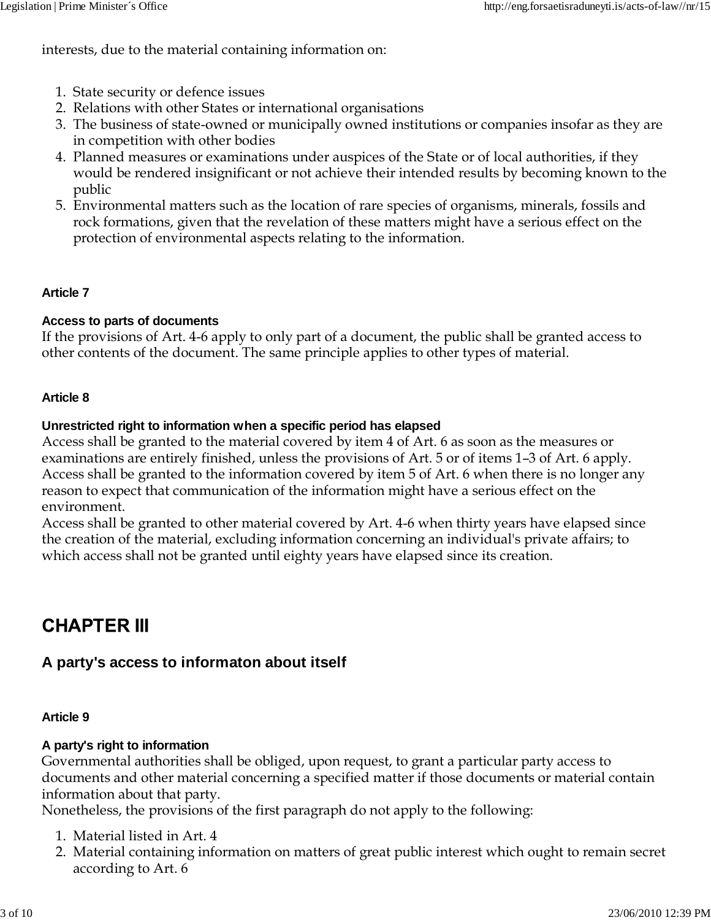interests, due to the material containing information on:

1. State security or defence issues
2. Relations with other States or international organisations
3. The business of state-owned or municipally owned institutions or companies insofar as they are in competition with other bodies
4. Planned measures or examinations under auspices of the State or of local authorities, if they would be rendered insignificant or not achieve their intended results by becoming known to the public
5. Environmental matters such as the location of rare species of organisms, minerals, fossils and rock formations, given that the revelation of these matters might have a serious effect on the protection of environmental aspects relating to the information.

### Article 7

**Access to parts of documents**

If the provisions of Art. 4-6 apply to only part of a document, the public shall be granted access to other contents of the document. The same principle applies to other types of material.

### Article 8

**Unrestricted right to information when a specific period has elapsed**

Access shall be granted to the material covered by item 4 of Art. 6 as soon as the measures or examinations are entirely finished, unless the provisions of Art. 5 or of items 1–3 of Art. 6 apply.
Access shall be granted to the information covered by item 5 of Art. 6 when there is no longer any reason to expect that communication of the information might have a serious effect on the environment.
Access shall be granted to other material covered by Art. 4-6 when thirty years have elapsed since the creation of the material, excluding information concerning an individual's private affairs; to which access shall not be granted until eighty years have elapsed since its creation.

# CHAPTER III

## A party's access to informaton about itself

### Article 9

**A party's right to information**

Governmental authorities shall be obliged, upon request, to grant a particular party access to documents and other material concerning a specified matter if those documents or material contain information about that party.
Nonetheless, the provisions of the first paragraph do not apply to the following:

1. Material listed in Art. 4
2. Material containing information on matters of great public interest which ought to remain secret according to Art. 6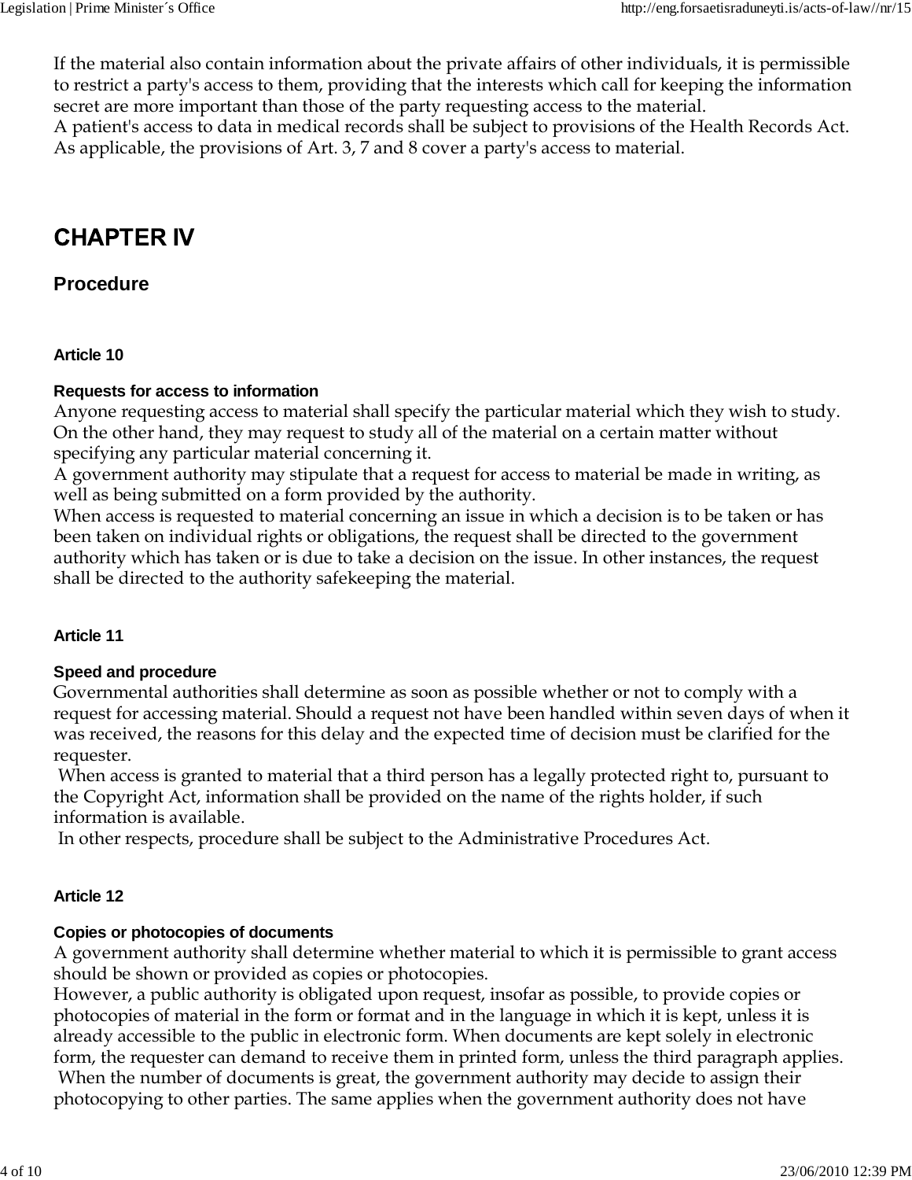If the material also contain information about the private affairs of other individuals, it is permissible to restrict a party's access to them, providing that the interests which call for keeping the information secret are more important than those of the party requesting access to the material.
A patient's access to data in medical records shall be subject to provisions of the Health Records Act.
As applicable, the provisions of Art. 3, 7 and 8 cover a party's access to material.

# CHAPTER IV

## Procedure

### Article 10

#### Requests for access to information

Anyone requesting access to material shall specify the particular material which they wish to study. On the other hand, they may request to study all of the material on a certain matter without specifying any particular material concerning it.
A government authority may stipulate that a request for access to material be made in writing, as well as being submitted on a form provided by the authority.
When access is requested to material concerning an issue in which a decision is to be taken or has been taken on individual rights or obligations, the request shall be directed to the government authority which has taken or is due to take a decision on the issue. In other instances, the request shall be directed to the authority safekeeping the material.

### Article 11

#### Speed and procedure

Governmental authorities shall determine as soon as possible whether or not to comply with a request for accessing material. Should a request not have been handled within seven days of when it was received, the reasons for this delay and the expected time of decision must be clarified for the requester.
When access is granted to material that a third person has a legally protected right to, pursuant to the Copyright Act, information shall be provided on the name of the rights holder, if such information is available.
In other respects, procedure shall be subject to the Administrative Procedures Act.

### Article 12

#### Copies or photocopies of documents

A government authority shall determine whether material to which it is permissible to grant access should be shown or provided as copies or photocopies.
However, a public authority is obligated upon request, insofar as possible, to provide copies or photocopies of material in the form or format and in the language in which it is kept, unless it is already accessible to the public in electronic form. When documents are kept solely in electronic form, the requester can demand to receive them in printed form, unless the third paragraph applies.
When the number of documents is great, the government authority may decide to assign their photocopying to other parties. The same applies when the government authority does not have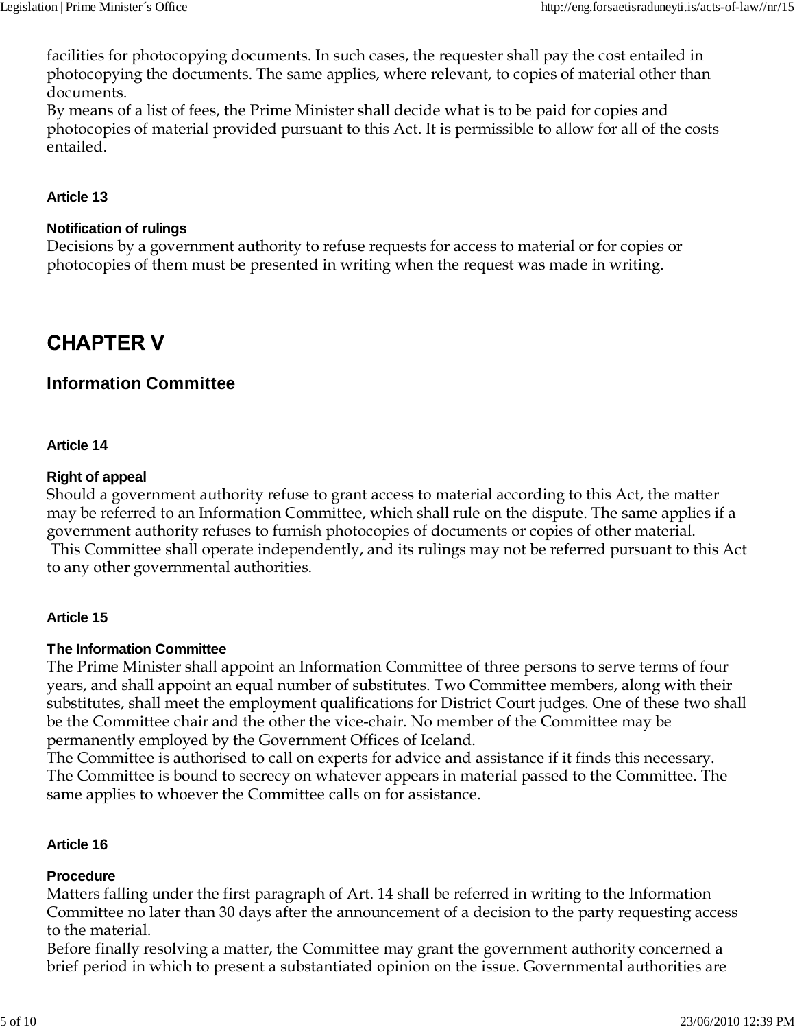facilities for photocopying documents. In such cases, the requester shall pay the cost entailed in photocopying the documents. The same applies, where relevant, to copies of material other than documents.
By means of a list of fees, the Prime Minister shall decide what is to be paid for copies and photocopies of material provided pursuant to this Act. It is permissible to allow for all of the costs entailed.

### Article 13

**Notification of rulings**
Decisions by a government authority to refuse requests for access to material or for copies or photocopies of them must be presented in writing when the request was made in writing.

# CHAPTER V

## Information Committee

### Article 14

**Right of appeal**
Should a government authority refuse to grant access to material according to this Act, the matter may be referred to an Information Committee, which shall rule on the dispute. The same applies if a government authority refuses to furnish photocopies of documents or copies of other material.
This Committee shall operate independently, and its rulings may not be referred pursuant to this Act to any other governmental authorities.

### Article 15

**The Information Committee**
The Prime Minister shall appoint an Information Committee of three persons to serve terms of four years, and shall appoint an equal number of substitutes. Two Committee members, along with their substitutes, shall meet the employment qualifications for District Court judges. One of these two shall be the Committee chair and the other the vice-chair. No member of the Committee may be permanently employed by the Government Offices of Iceland.
The Committee is authorised to call on experts for advice and assistance if it finds this necessary.
The Committee is bound to secrecy on whatever appears in material passed to the Committee. The same applies to whoever the Committee calls on for assistance.

### Article 16

**Procedure**
Matters falling under the first paragraph of Art. 14 shall be referred in writing to the Information Committee no later than 30 days after the announcement of a decision to the party requesting access to the material.
Before finally resolving a matter, the Committee may grant the government authority concerned a brief period in which to present a substantiated opinion on the issue. Governmental authorities are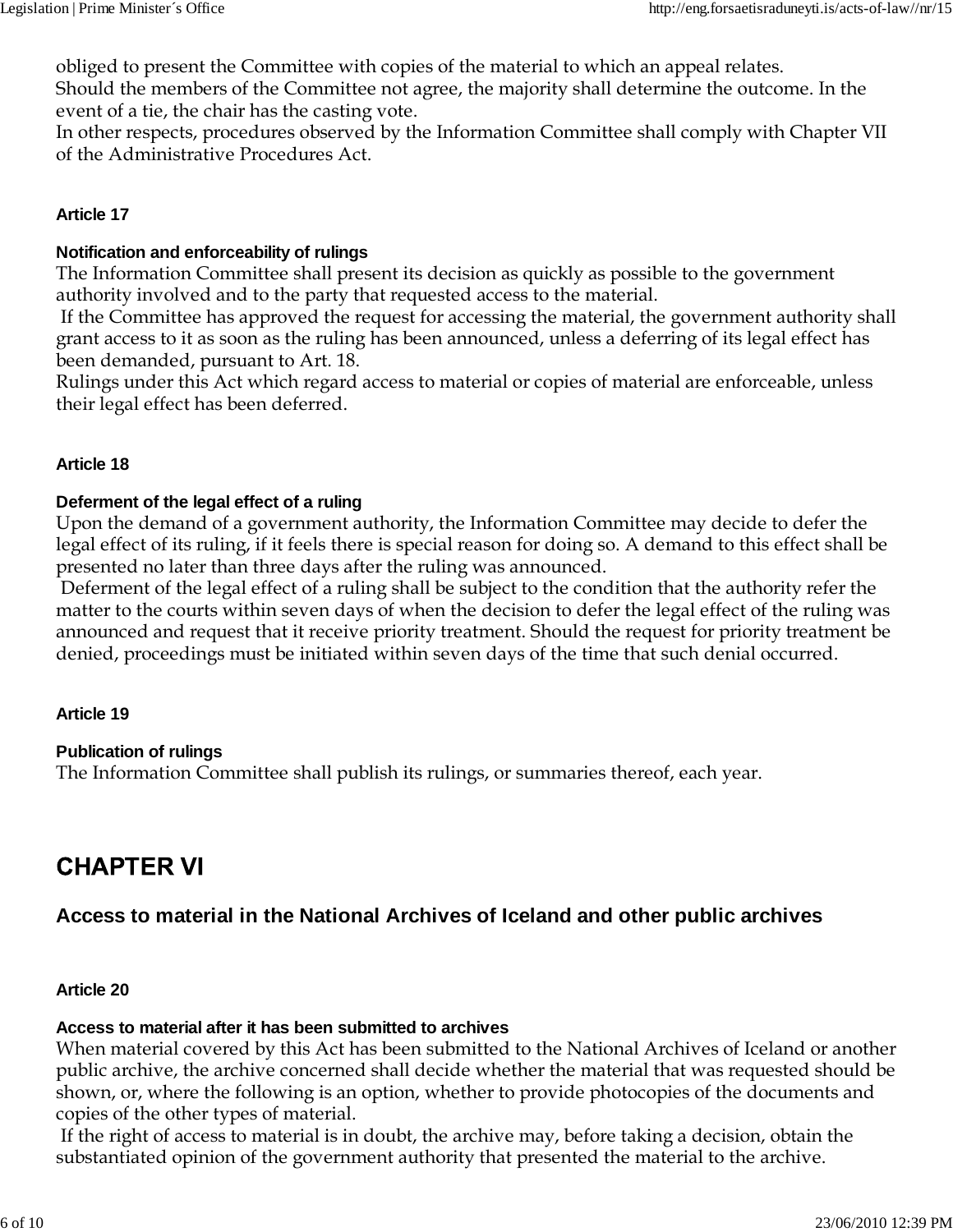obliged to present the Committee with copies of the material to which an appeal relates.
Should the members of the Committee not agree, the majority shall determine the outcome. In the event of a tie, the chair has the casting vote.
In other respects, procedures observed by the Information Committee shall comply with Chapter VII of the Administrative Procedures Act.

#### Article 17

**Notification and enforceability of rulings**
The Information Committee shall present its decision as quickly as possible to the government authority involved and to the party that requested access to the material.
If the Committee has approved the request for accessing the material, the government authority shall grant access to it as soon as the ruling has been announced, unless a deferring of its legal effect has been demanded, pursuant to Art. 18.
Rulings under this Act which regard access to material or copies of material are enforceable, unless their legal effect has been deferred.

#### Article 18

**Deferment of the legal effect of a ruling**
Upon the demand of a government authority, the Information Committee may decide to defer the legal effect of its ruling, if it feels there is special reason for doing so. A demand to this effect shall be presented no later than three days after the ruling was announced.
Deferment of the legal effect of a ruling shall be subject to the condition that the authority refer the matter to the courts within seven days of when the decision to defer the legal effect of the ruling was announced and request that it receive priority treatment. Should the request for priority treatment be denied, proceedings must be initiated within seven days of the time that such denial occurred.

#### Article 19

**Publication of rulings**
The Information Committee shall publish its rulings, or summaries thereof, each year.

## CHAPTER VI

### Access to material in the National Archives of Iceland and other public archives

#### Article 20

**Access to material after it has been submitted to archives**
When material covered by this Act has been submitted to the National Archives of Iceland or another public archive, the archive concerned shall decide whether the material that was requested should be shown, or, where the following is an option, whether to provide photocopies of the documents and copies of the other types of material.
If the right of access to material is in doubt, the archive may, before taking a decision, obtain the substantiated opinion of the government authority that presented the material to the archive.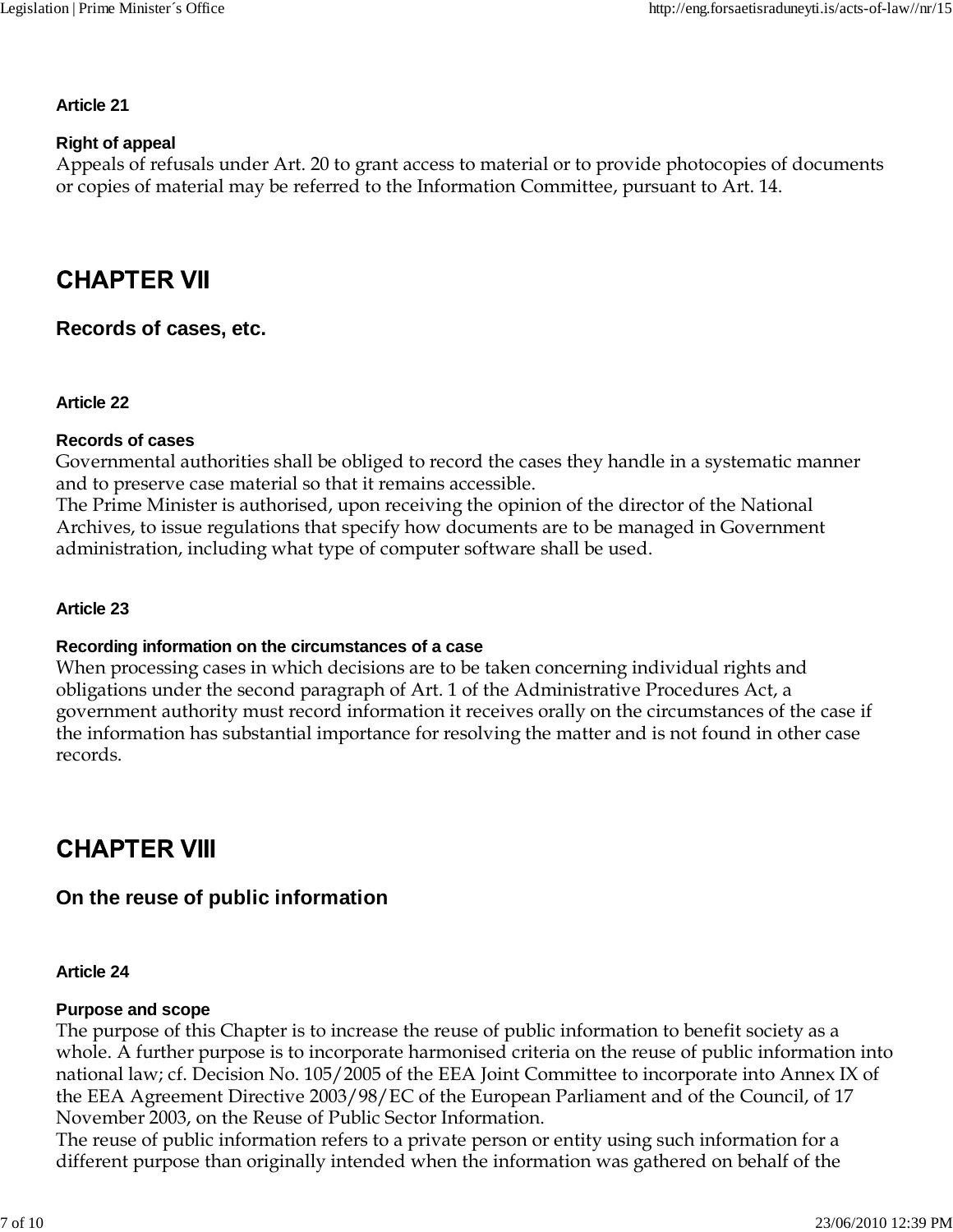### Article 21

**Right of appeal**

Appeals of refusals under Art. 20 to grant access to material or to provide photocopies of documents or copies of material may be referred to the Information Committee, pursuant to Art. 14.

# CHAPTER VII

## Records of cases, etc.

### Article 22

**Records of cases**

Governmental authorities shall be obliged to record the cases they handle in a systematic manner and to preserve case material so that it remains accessible.

The Prime Minister is authorised, upon receiving the opinion of the director of the National Archives, to issue regulations that specify how documents are to be managed in Government administration, including what type of computer software shall be used.

### Article 23

**Recording information on the circumstances of a case**

When processing cases in which decisions are to be taken concerning individual rights and obligations under the second paragraph of Art. 1 of the Administrative Procedures Act, a government authority must record information it receives orally on the circumstances of the case if the information has substantial importance for resolving the matter and is not found in other case records.

# CHAPTER VIII

## On the reuse of public information

### Article 24

**Purpose and scope**

The purpose of this Chapter is to increase the reuse of public information to benefit society as a whole. A further purpose is to incorporate harmonised criteria on the reuse of public information into national law; cf. Decision No. 105/2005 of the EEA Joint Committee to incorporate into Annex IX of the EEA Agreement Directive 2003/98/EC of the European Parliament and of the Council, of 17 November 2003, on the Reuse of Public Sector Information.

The reuse of public information refers to a private person or entity using such information for a different purpose than originally intended when the information was gathered on behalf of the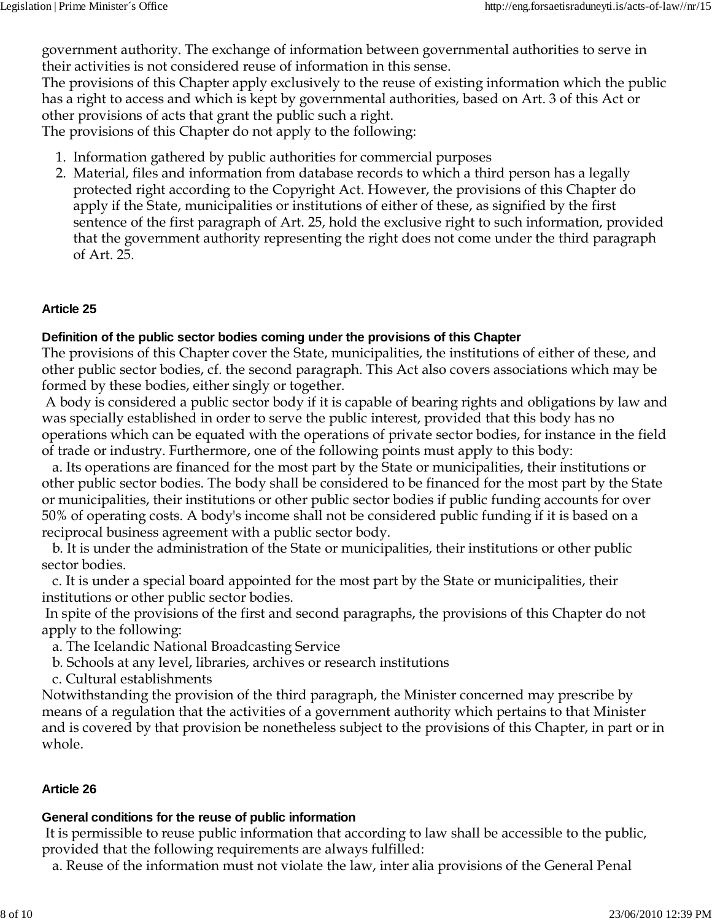government authority. The exchange of information between governmental authorities to serve in their activities is not considered reuse of information in this sense.
The provisions of this Chapter apply exclusively to the reuse of existing information which the public has a right to access and which is kept by governmental authorities, based on Art. 3 of this Act or other provisions of acts that grant the public such a right.
The provisions of this Chapter do not apply to the following:

1. Information gathered by public authorities for commercial purposes
2. Material, files and information from database records to which a third person has a legally protected right according to the Copyright Act. However, the provisions of this Chapter do apply if the State, municipalities or institutions of either of these, as signified by the first sentence of the first paragraph of Art. 25, hold the exclusive right to such information, provided that the government authority representing the right does not come under the third paragraph of Art. 25.

#### Article 25

##### Definition of the public sector bodies coming under the provisions of this Chapter

The provisions of this Chapter cover the State, municipalities, the institutions of either of these, and other public sector bodies, cf. the second paragraph. This Act also covers associations which may be formed by these bodies, either singly or together.
A body is considered a public sector body if it is capable of bearing rights and obligations by law and was specially established in order to serve the public interest, provided that this body has no operations which can be equated with the operations of private sector bodies, for instance in the field of trade or industry. Furthermore, one of the following points must apply to this body:
a. Its operations are financed for the most part by the State or municipalities, their institutions or other public sector bodies. The body shall be considered to be financed for the most part by the State or municipalities, their institutions or other public sector bodies if public funding accounts for over 50% of operating costs. A body's income shall not be considered public funding if it is based on a reciprocal business agreement with a public sector body.
b. It is under the administration of the State or municipalities, their institutions or other public sector bodies.
c. It is under a special board appointed for the most part by the State or municipalities, their institutions or other public sector bodies.
In spite of the provisions of the first and second paragraphs, the provisions of this Chapter do not apply to the following:
a. The Icelandic National Broadcasting Service
b. Schools at any level, libraries, archives or research institutions
c. Cultural establishments
Notwithstanding the provision of the third paragraph, the Minister concerned may prescribe by means of a regulation that the activities of a government authority which pertains to that Minister and is covered by that provision be nonetheless subject to the provisions of this Chapter, in part or in whole.

#### Article 26

##### General conditions for the reuse of public information

It is permissible to reuse public information that according to law shall be accessible to the public, provided that the following requirements are always fulfilled:
a. Reuse of the information must not violate the law, inter alia provisions of the General Penal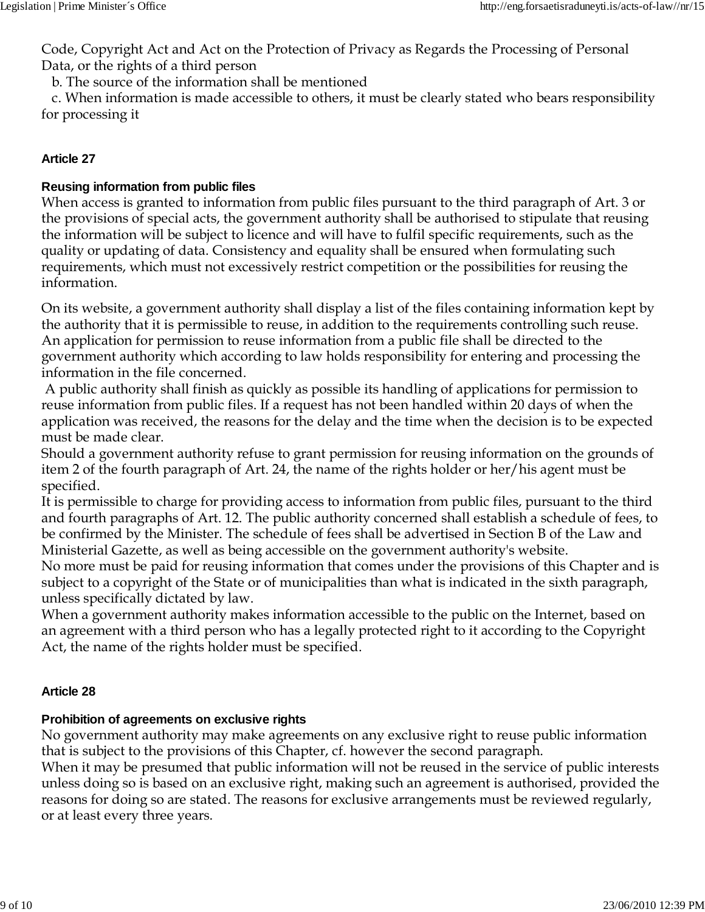Code, Copyright Act and Act on the Protection of Privacy as Regards the Processing of Personal Data, or the rights of a third person

b. The source of the information shall be mentioned

c. When information is made accessible to others, it must be clearly stated who bears responsibility for processing it

### Article 27

**Reusing information from public files**

When access is granted to information from public files pursuant to the third paragraph of Art. 3 or the provisions of special acts, the government authority shall be authorised to stipulate that reusing the information will be subject to licence and will have to fulfil specific requirements, such as the quality or updating of data. Consistency and equality shall be ensured when formulating such requirements, which must not excessively restrict competition or the possibilities for reusing the information.

On its website, a government authority shall display a list of the files containing information kept by the authority that it is permissible to reuse, in addition to the requirements controlling such reuse. An application for permission to reuse information from a public file shall be directed to the government authority which according to law holds responsibility for entering and processing the information in the file concerned.

A public authority shall finish as quickly as possible its handling of applications for permission to reuse information from public files. If a request has not been handled within 20 days of when the application was received, the reasons for the delay and the time when the decision is to be expected must be made clear.

Should a government authority refuse to grant permission for reusing information on the grounds of item 2 of the fourth paragraph of Art. 24, the name of the rights holder or her/his agent must be specified.

It is permissible to charge for providing access to information from public files, pursuant to the third and fourth paragraphs of Art. 12. The public authority concerned shall establish a schedule of fees, to be confirmed by the Minister. The schedule of fees shall be advertised in Section B of the Law and Ministerial Gazette, as well as being accessible on the government authority's website.

No more must be paid for reusing information that comes under the provisions of this Chapter and is subject to a copyright of the State or of municipalities than what is indicated in the sixth paragraph, unless specifically dictated by law.

When a government authority makes information accessible to the public on the Internet, based on an agreement with a third person who has a legally protected right to it according to the Copyright Act, the name of the rights holder must be specified.

### Article 28

**Prohibition of agreements on exclusive rights**

No government authority may make agreements on any exclusive right to reuse public information that is subject to the provisions of this Chapter, cf. however the second paragraph.

When it may be presumed that public information will not be reused in the service of public interests unless doing so is based on an exclusive right, making such an agreement is authorised, provided the reasons for doing so are stated. The reasons for exclusive arrangements must be reviewed regularly, or at least every three years.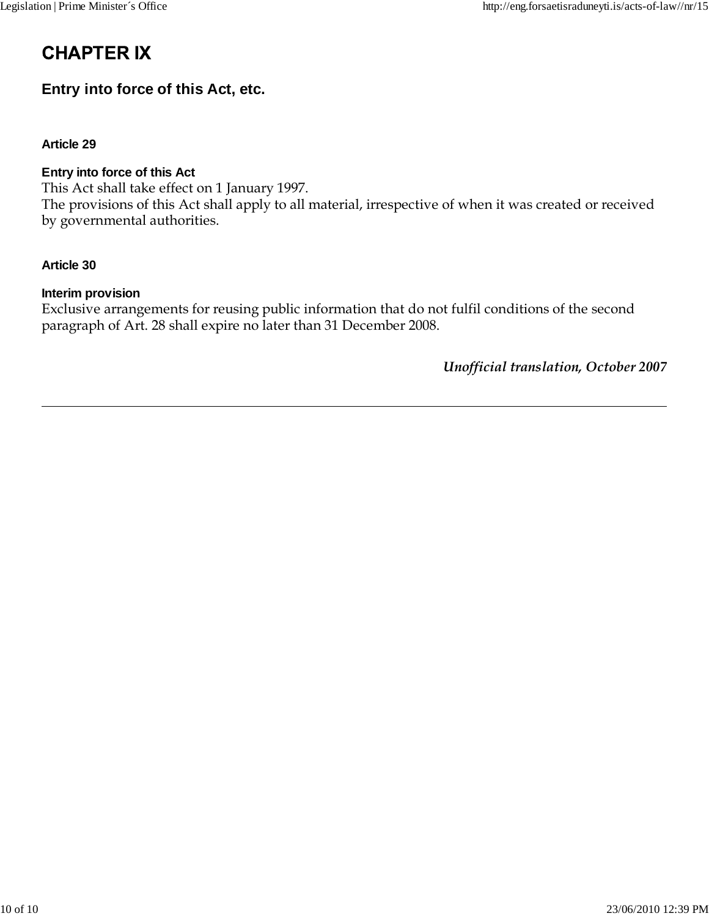# CHAPTER IX

## Entry into force of this Act, etc.

### Article 29

**Entry into force of this Act**

This Act shall take effect on 1 January 1997.

The provisions of this Act shall apply to all material, irrespective of when it was created or received by governmental authorities.

### Article 30

**Interim provision**

Exclusive arrangements for reusing public information that do not fulfil conditions of the second paragraph of Art. 28 shall expire no later than 31 December 2008.

***Unofficial translation, October 2007***

---